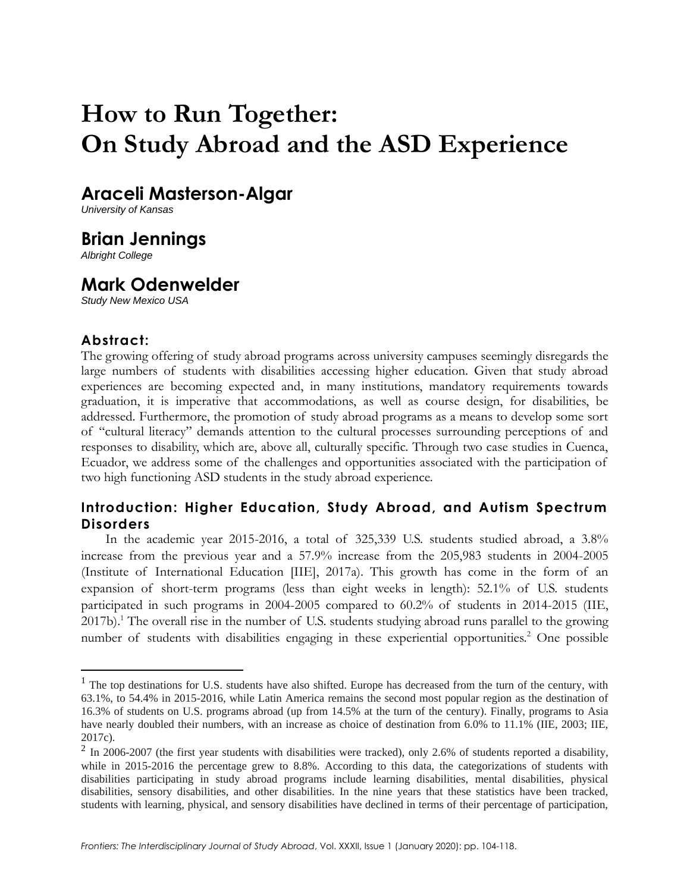# How to Run Together: On Study Abroad and the ASD Experience

## Araceli Masterson-Algar

*University of Kansas*

## Brian Jennings

*Albright College*

## Mark Odenwelder

*Study New Mexico USA*

### Abstract:

The growing offering of study abroad programs across university campuses seemingly disregards the large numbers of students with disabilities accessing higher education. Given that study abroad experiences are becoming expected and, in many institutions, mandatory requirements towards graduation, it is imperative that accommodations, as well as course design, for disabilities, be addressed. Furthermore, the promotion of study abroad programs as a means to develop some sort of "cultural literacy" demands attention to the cultural processes surrounding perceptions of and responses to disability, which are, above all, culturally specific. Through two case studies in Cuenca, Ecuador, we address some of the challenges and opportunities associated with the participation of two high functioning ASD students in the study abroad experience.

### Introduction: Higher Education, Study Abroad, and Autism Spectrum Disorders

In the academic year 2015-2016, a total of 325,339 U.S. students studied abroad, a 3.8% increase from the previous year and a 57.9% increase from the 205,983 students in 2004-2005 (Institute of International Education [IIE], 2017a). This growth has come in the form of an expansion of short-term programs (less than eight weeks in length): 52.1% of U.S. students participated in such programs in 2004-2005 compared to 60.2% of students in 2014-2015 (IIE, 2017b).[1] The overall rise in the number of U.S. students studying abroad runs parallel to the growing number of students with disabilities engaging in these experiential opportunities.[2] One possible

---

[1] The top destinations for U.S. students have also shifted. Europe has decreased from the turn of the century, with 63.1%, to 54.4% in 2015-2016, while Latin America remains the second most popular region as the destination of 16.3% of students on U.S. programs abroad (up from 14.5% at the turn of the century). Finally, programs to Asia have nearly doubled their numbers, with an increase as choice of destination from 6.0% to 11.1% (IIE, 2003; IIE, 2017c).

[2] In 2006-2007 (the first year students with disabilities were tracked), only 2.6% of students reported a disability, while in 2015-2016 the percentage grew to 8.8%. According to this data, the categorizations of students with disabilities participating in study abroad programs include learning disabilities, mental disabilities, physical disabilities, sensory disabilities, and other disabilities. In the nine years that these statistics have been tracked, students with learning, physical, and sensory disabilities have declined in terms of their percentage of participation,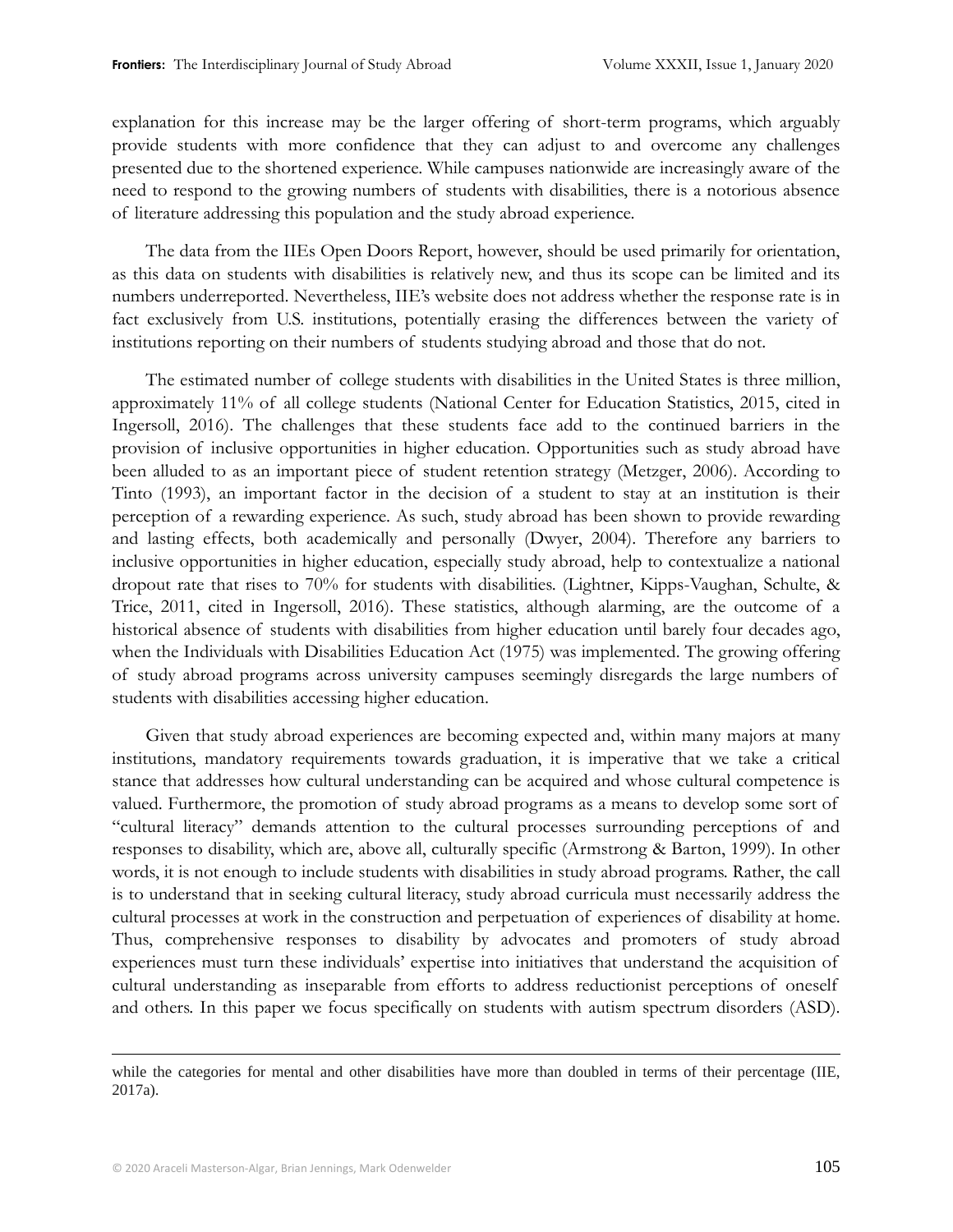explanation for this increase may be the larger offering of short-term programs, which arguably provide students with more confidence that they can adjust to and overcome any challenges presented due to the shortened experience. While campuses nationwide are increasingly aware of the need to respond to the growing numbers of students with disabilities, there is a notorious absence of literature addressing this population and the study abroad experience.

The data from the IIEs Open Doors Report, however, should be used primarily for orientation, as this data on students with disabilities is relatively new, and thus its scope can be limited and its numbers underreported. Nevertheless, IIE's website does not address whether the response rate is in fact exclusively from U.S. institutions, potentially erasing the differences between the variety of institutions reporting on their numbers of students studying abroad and those that do not.

The estimated number of college students with disabilities in the United States is three million, approximately 11% of all college students (National Center for Education Statistics, 2015, cited in Ingersoll, 2016). The challenges that these students face add to the continued barriers in the provision of inclusive opportunities in higher education. Opportunities such as study abroad have been alluded to as an important piece of student retention strategy (Metzger, 2006). According to Tinto (1993), an important factor in the decision of a student to stay at an institution is their perception of a rewarding experience. As such, study abroad has been shown to provide rewarding and lasting effects, both academically and personally (Dwyer, 2004). Therefore any barriers to inclusive opportunities in higher education, especially study abroad, help to contextualize a national dropout rate that rises to 70% for students with disabilities. (Lightner, Kipps-Vaughan, Schulte, & Trice, 2011, cited in Ingersoll, 2016). These statistics, although alarming, are the outcome of a historical absence of students with disabilities from higher education until barely four decades ago, when the Individuals with Disabilities Education Act (1975) was implemented. The growing offering of study abroad programs across university campuses seemingly disregards the large numbers of students with disabilities accessing higher education.

Given that study abroad experiences are becoming expected and, within many majors at many institutions, mandatory requirements towards graduation, it is imperative that we take a critical stance that addresses how cultural understanding can be acquired and whose cultural competence is valued. Furthermore, the promotion of study abroad programs as a means to develop some sort of "cultural literacy" demands attention to the cultural processes surrounding perceptions of and responses to disability, which are, above all, culturally specific (Armstrong & Barton, 1999). In other words, it is not enough to include students with disabilities in study abroad programs. Rather, the call is to understand that in seeking cultural literacy, study abroad curricula must necessarily address the cultural processes at work in the construction and perpetuation of experiences of disability at home. Thus, comprehensive responses to disability by advocates and promoters of study abroad experiences must turn these individuals' expertise into initiatives that understand the acquisition of cultural understanding as inseparable from efforts to address reductionist perceptions of oneself and others. In this paper we focus specifically on students with autism spectrum disorders (ASD).

---

while the categories for mental and other disabilities have more than doubled in terms of their percentage (IIE, 2017a).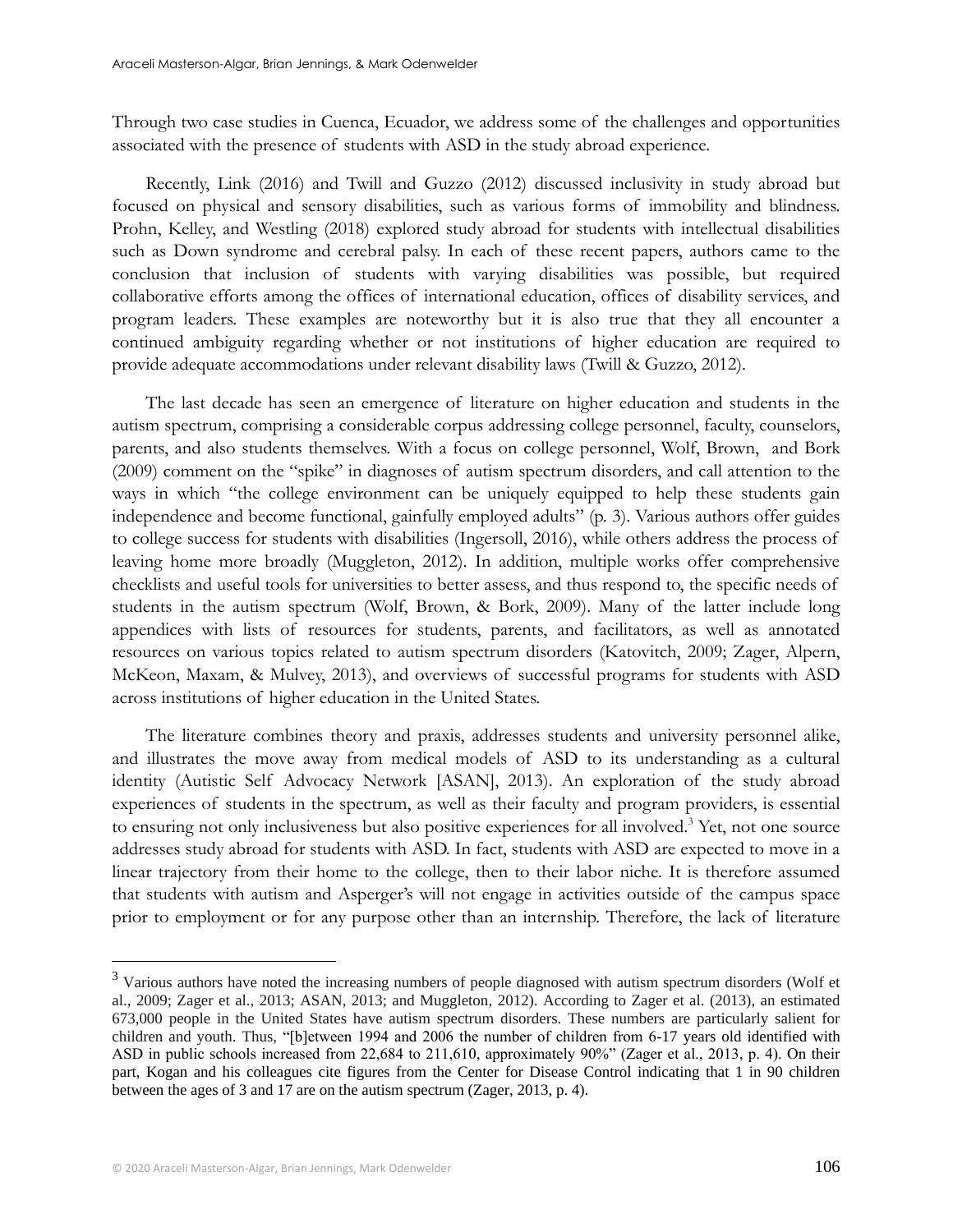Through two case studies in Cuenca, Ecuador, we address some of the challenges and opportunities associated with the presence of students with ASD in the study abroad experience.

Recently, Link (2016) and Twill and Guzzo (2012) discussed inclusivity in study abroad but focused on physical and sensory disabilities, such as various forms of immobility and blindness. Prohn, Kelley, and Westling (2018) explored study abroad for students with intellectual disabilities such as Down syndrome and cerebral palsy. In each of these recent papers, authors came to the conclusion that inclusion of students with varying disabilities was possible, but required collaborative efforts among the offices of international education, offices of disability services, and program leaders. These examples are noteworthy but it is also true that they all encounter a continued ambiguity regarding whether or not institutions of higher education are required to provide adequate accommodations under relevant disability laws (Twill & Guzzo, 2012).

The last decade has seen an emergence of literature on higher education and students in the autism spectrum, comprising a considerable corpus addressing college personnel, faculty, counselors, parents, and also students themselves. With a focus on college personnel, Wolf, Brown, and Bork (2009) comment on the "spike" in diagnoses of autism spectrum disorders, and call attention to the ways in which "the college environment can be uniquely equipped to help these students gain independence and become functional, gainfully employed adults" (p. 3). Various authors offer guides to college success for students with disabilities (Ingersoll, 2016), while others address the process of leaving home more broadly (Muggleton, 2012). In addition, multiple works offer comprehensive checklists and useful tools for universities to better assess, and thus respond to, the specific needs of students in the autism spectrum (Wolf, Brown, & Bork, 2009). Many of the latter include long appendices with lists of resources for students, parents, and facilitators, as well as annotated resources on various topics related to autism spectrum disorders (Katovitch, 2009; Zager, Alpern, McKeon, Maxam, & Mulvey, 2013), and overviews of successful programs for students with ASD across institutions of higher education in the United States.

The literature combines theory and praxis, addresses students and university personnel alike, and illustrates the move away from medical models of ASD to its understanding as a cultural identity (Autistic Self Advocacy Network [ASAN], 2013). An exploration of the study abroad experiences of students in the spectrum, as well as their faculty and program providers, is essential to ensuring not only inclusiveness but also positive experiences for all involved.[3] Yet, not one source addresses study abroad for students with ASD. In fact, students with ASD are expected to move in a linear trajectory from their home to the college, then to their labor niche. It is therefore assumed that students with autism and Asperger's will not engage in activities outside of the campus space prior to employment or for any purpose other than an internship. Therefore, the lack of literature

---

[3] Various authors have noted the increasing numbers of people diagnosed with autism spectrum disorders (Wolf et al., 2009; Zager et al., 2013; ASAN, 2013; and Muggleton, 2012). According to Zager et al. (2013), an estimated 673,000 people in the United States have autism spectrum disorders. These numbers are particularly salient for children and youth. Thus, "[b]etween 1994 and 2006 the number of children from 6-17 years old identified with ASD in public schools increased from 22,684 to 211,610, approximately 90%" (Zager et al., 2013, p. 4). On their part, Kogan and his colleagues cite figures from the Center for Disease Control indicating that 1 in 90 children between the ages of 3 and 17 are on the autism spectrum (Zager, 2013, p. 4).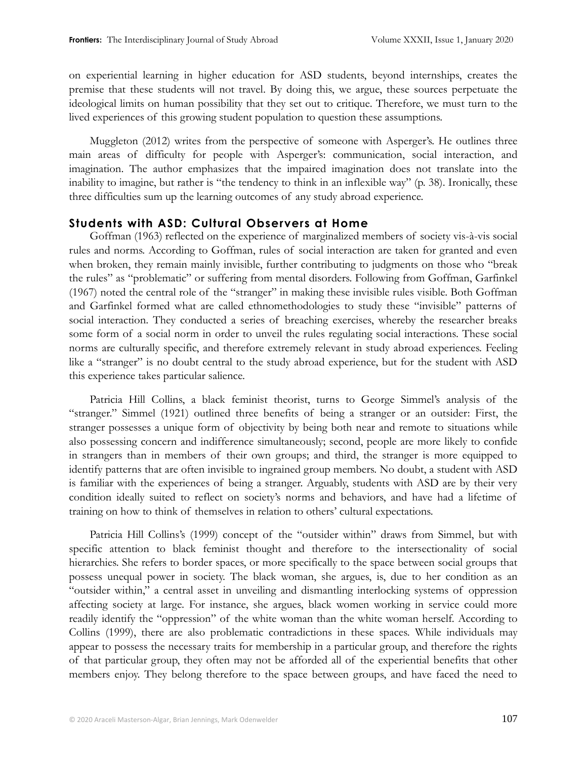on experiential learning in higher education for ASD students, beyond internships, creates the premise that these students will not travel. By doing this, we argue, these sources perpetuate the ideological limits on human possibility that they set out to critique. Therefore, we must turn to the lived experiences of this growing student population to question these assumptions.

Muggleton (2012) writes from the perspective of someone with Asperger's. He outlines three main areas of difficulty for people with Asperger's: communication, social interaction, and imagination. The author emphasizes that the impaired imagination does not translate into the inability to imagine, but rather is "the tendency to think in an inflexible way" (p. 38). Ironically, these three difficulties sum up the learning outcomes of any study abroad experience.

## Students with ASD: Cultural Observers at Home

Goffman (1963) reflected on the experience of marginalized members of society vis-à-vis social rules and norms. According to Goffman, rules of social interaction are taken for granted and even when broken, they remain mainly invisible, further contributing to judgments on those who "break the rules" as "problematic" or suffering from mental disorders. Following from Goffman, Garfinkel (1967) noted the central role of the "stranger" in making these invisible rules visible. Both Goffman and Garfinkel formed what are called ethnomethodologies to study these "invisible" patterns of social interaction. They conducted a series of breaching exercises, whereby the researcher breaks some form of a social norm in order to unveil the rules regulating social interactions. These social norms are culturally specific, and therefore extremely relevant in study abroad experiences. Feeling like a "stranger" is no doubt central to the study abroad experience, but for the student with ASD this experience takes particular salience.

Patricia Hill Collins, a black feminist theorist, turns to George Simmel's analysis of the "stranger." Simmel (1921) outlined three benefits of being a stranger or an outsider: First, the stranger possesses a unique form of objectivity by being both near and remote to situations while also possessing concern and indifference simultaneously; second, people are more likely to confide in strangers than in members of their own groups; and third, the stranger is more equipped to identify patterns that are often invisible to ingrained group members. No doubt, a student with ASD is familiar with the experiences of being a stranger. Arguably, students with ASD are by their very condition ideally suited to reflect on society's norms and behaviors, and have had a lifetime of training on how to think of themselves in relation to others' cultural expectations.

Patricia Hill Collins's (1999) concept of the "outsider within" draws from Simmel, but with specific attention to black feminist thought and therefore to the intersectionality of social hierarchies. She refers to border spaces, or more specifically to the space between social groups that possess unequal power in society. The black woman, she argues, is, due to her condition as an "outsider within," a central asset in unveiling and dismantling interlocking systems of oppression affecting society at large. For instance, she argues, black women working in service could more readily identify the "oppression" of the white woman than the white woman herself. According to Collins (1999), there are also problematic contradictions in these spaces. While individuals may appear to possess the necessary traits for membership in a particular group, and therefore the rights of that particular group, they often may not be afforded all of the experiential benefits that other members enjoy. They belong therefore to the space between groups, and have faced the need to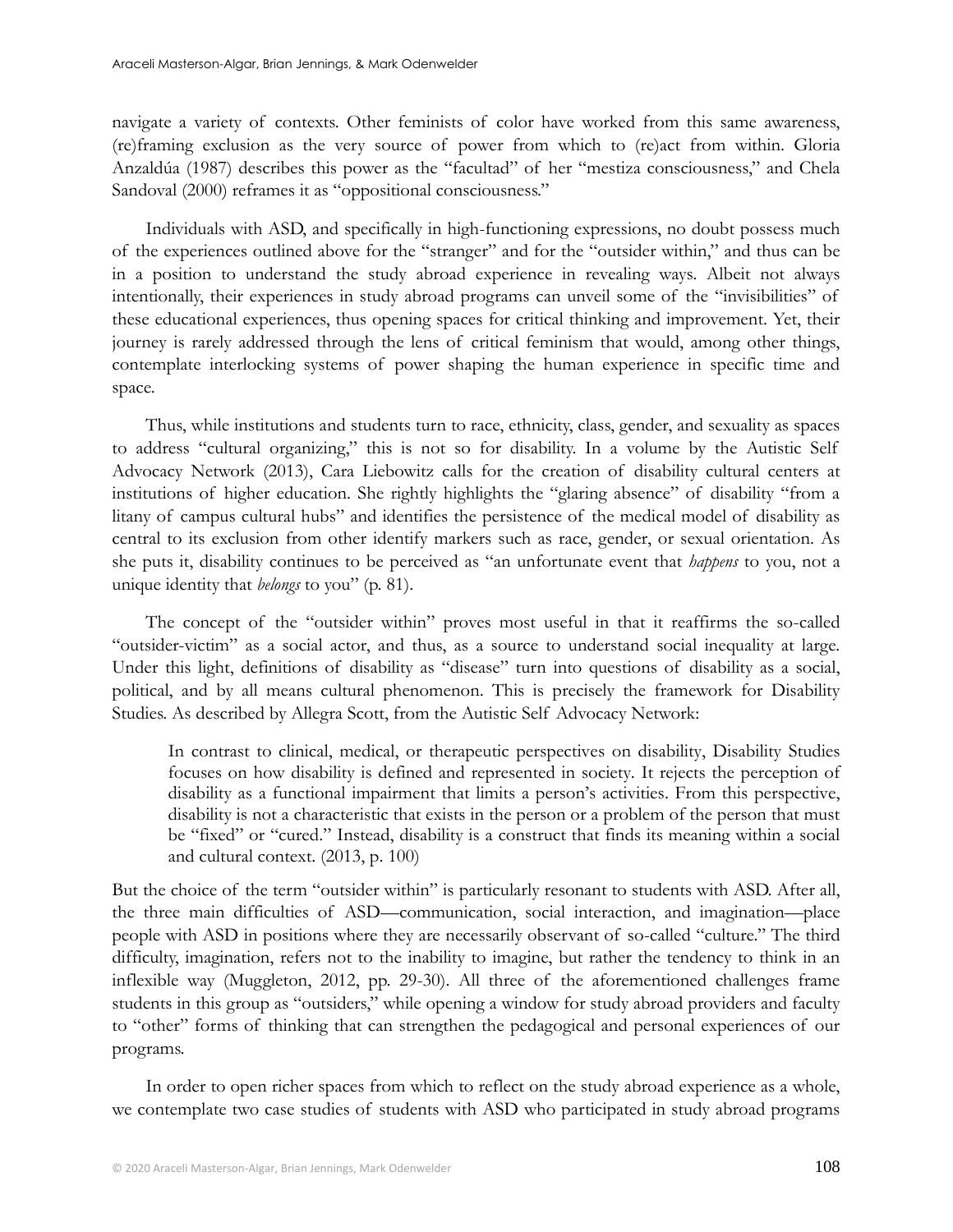navigate a variety of contexts. Other feminists of color have worked from this same awareness, (re)framing exclusion as the very source of power from which to (re)act from within. Gloria Anzaldúa (1987) describes this power as the "facultad" of her "mestiza consciousness," and Chela Sandoval (2000) reframes it as "oppositional consciousness."

Individuals with ASD, and specifically in high-functioning expressions, no doubt possess much of the experiences outlined above for the "stranger" and for the "outsider within," and thus can be in a position to understand the study abroad experience in revealing ways. Albeit not always intentionally, their experiences in study abroad programs can unveil some of the "invisibilities" of these educational experiences, thus opening spaces for critical thinking and improvement. Yet, their journey is rarely addressed through the lens of critical feminism that would, among other things, contemplate interlocking systems of power shaping the human experience in specific time and space.

Thus, while institutions and students turn to race, ethnicity, class, gender, and sexuality as spaces to address "cultural organizing," this is not so for disability. In a volume by the Autistic Self Advocacy Network (2013), Cara Liebowitz calls for the creation of disability cultural centers at institutions of higher education. She rightly highlights the "glaring absence" of disability "from a litany of campus cultural hubs" and identifies the persistence of the medical model of disability as central to its exclusion from other identify markers such as race, gender, or sexual orientation. As she puts it, disability continues to be perceived as "an unfortunate event that *happens* to you, not a unique identity that *belongs* to you" (p. 81).

The concept of the "outsider within" proves most useful in that it reaffirms the so-called "outsider-victim" as a social actor, and thus, as a source to understand social inequality at large. Under this light, definitions of disability as "disease" turn into questions of disability as a social, political, and by all means cultural phenomenon. This is precisely the framework for Disability Studies. As described by Allegra Scott, from the Autistic Self Advocacy Network:

> In contrast to clinical, medical, or therapeutic perspectives on disability, Disability Studies focuses on how disability is defined and represented in society. It rejects the perception of disability as a functional impairment that limits a person's activities. From this perspective, disability is not a characteristic that exists in the person or a problem of the person that must be "fixed" or "cured." Instead, disability is a construct that finds its meaning within a social and cultural context. (2013, p. 100)

But the choice of the term "outsider within" is particularly resonant to students with ASD. After all, the three main difficulties of ASD—communication, social interaction, and imagination—place people with ASD in positions where they are necessarily observant of so-called "culture." The third difficulty, imagination, refers not to the inability to imagine, but rather the tendency to think in an inflexible way (Muggleton, 2012, pp. 29-30). All three of the aforementioned challenges frame students in this group as "outsiders," while opening a window for study abroad providers and faculty to "other" forms of thinking that can strengthen the pedagogical and personal experiences of our programs.

In order to open richer spaces from which to reflect on the study abroad experience as a whole, we contemplate two case studies of students with ASD who participated in study abroad programs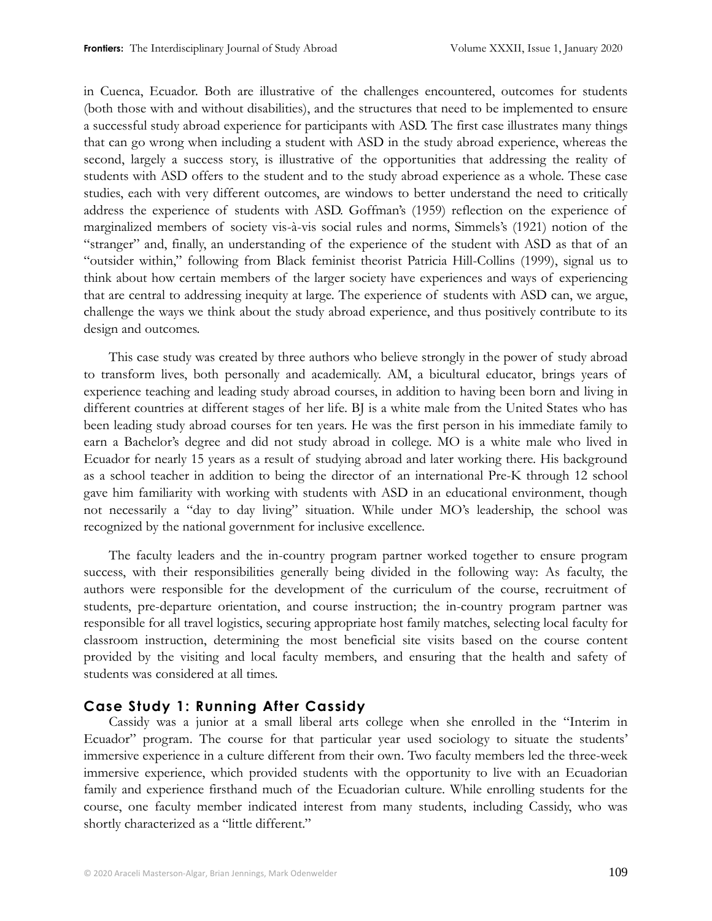in Cuenca, Ecuador. Both are illustrative of the challenges encountered, outcomes for students (both those with and without disabilities), and the structures that need to be implemented to ensure a successful study abroad experience for participants with ASD. The first case illustrates many things that can go wrong when including a student with ASD in the study abroad experience, whereas the second, largely a success story, is illustrative of the opportunities that addressing the reality of students with ASD offers to the student and to the study abroad experience as a whole. These case studies, each with very different outcomes, are windows to better understand the need to critically address the experience of students with ASD. Goffman's (1959) reflection on the experience of marginalized members of society vis-à-vis social rules and norms, Simmels's (1921) notion of the "stranger" and, finally, an understanding of the experience of the student with ASD as that of an "outsider within," following from Black feminist theorist Patricia Hill-Collins (1999), signal us to think about how certain members of the larger society have experiences and ways of experiencing that are central to addressing inequity at large. The experience of students with ASD can, we argue, challenge the ways we think about the study abroad experience, and thus positively contribute to its design and outcomes.

This case study was created by three authors who believe strongly in the power of study abroad to transform lives, both personally and academically. AM, a bicultural educator, brings years of experience teaching and leading study abroad courses, in addition to having been born and living in different countries at different stages of her life. BJ is a white male from the United States who has been leading study abroad courses for ten years. He was the first person in his immediate family to earn a Bachelor's degree and did not study abroad in college. MO is a white male who lived in Ecuador for nearly 15 years as a result of studying abroad and later working there. His background as a school teacher in addition to being the director of an international Pre-K through 12 school gave him familiarity with working with students with ASD in an educational environment, though not necessarily a "day to day living" situation. While under MO's leadership, the school was recognized by the national government for inclusive excellence.

The faculty leaders and the in-country program partner worked together to ensure program success, with their responsibilities generally being divided in the following way: As faculty, the authors were responsible for the development of the curriculum of the course, recruitment of students, pre-departure orientation, and course instruction; the in-country program partner was responsible for all travel logistics, securing appropriate host family matches, selecting local faculty for classroom instruction, determining the most beneficial site visits based on the course content provided by the visiting and local faculty members, and ensuring that the health and safety of students was considered at all times.

## Case Study 1: Running After Cassidy

Cassidy was a junior at a small liberal arts college when she enrolled in the "Interim in Ecuador" program. The course for that particular year used sociology to situate the students' immersive experience in a culture different from their own. Two faculty members led the three-week immersive experience, which provided students with the opportunity to live with an Ecuadorian family and experience firsthand much of the Ecuadorian culture. While enrolling students for the course, one faculty member indicated interest from many students, including Cassidy, who was shortly characterized as a "little different."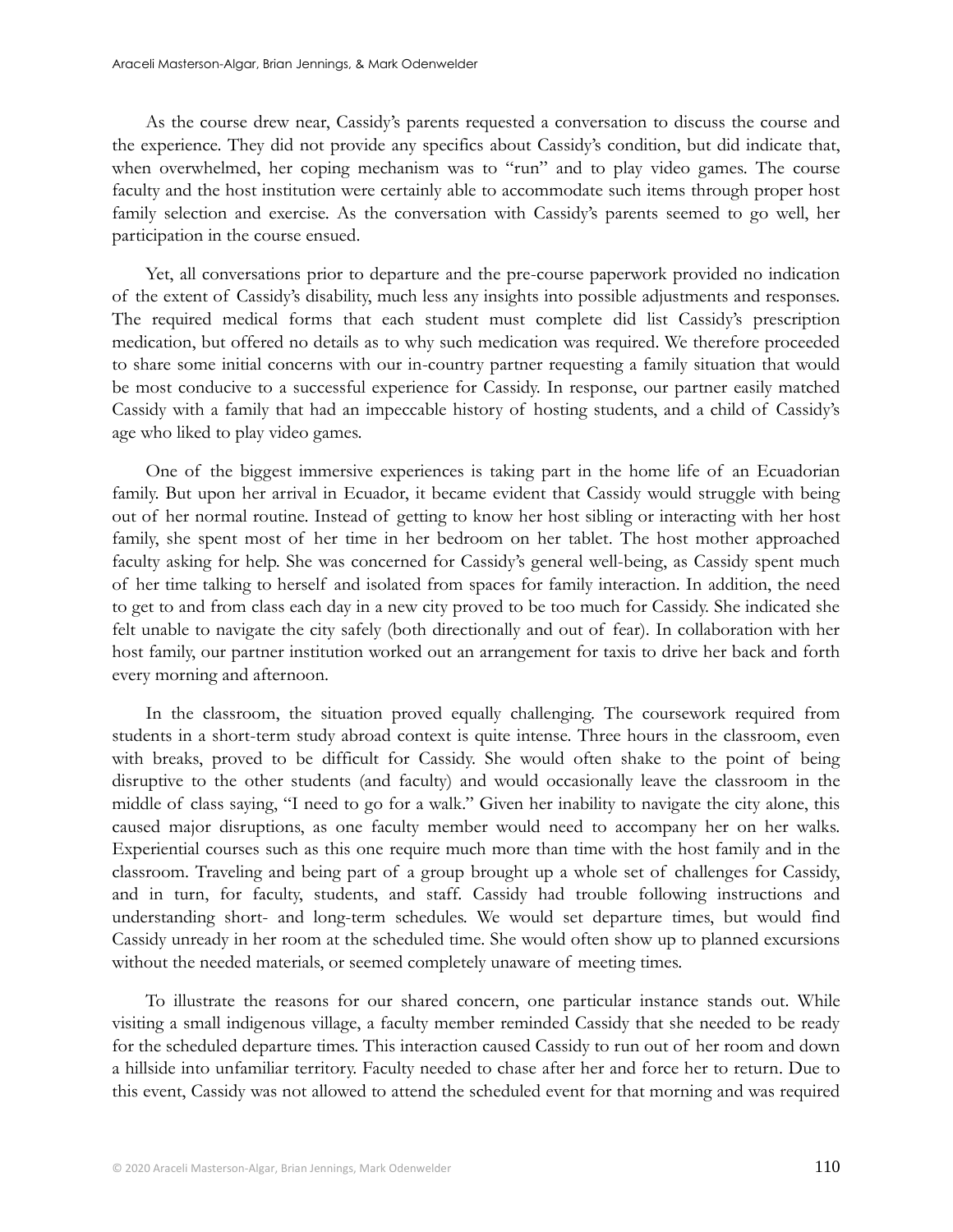As the course drew near, Cassidy's parents requested a conversation to discuss the course and the experience. They did not provide any specifics about Cassidy's condition, but did indicate that, when overwhelmed, her coping mechanism was to "run" and to play video games. The course faculty and the host institution were certainly able to accommodate such items through proper host family selection and exercise. As the conversation with Cassidy's parents seemed to go well, her participation in the course ensued.

Yet, all conversations prior to departure and the pre-course paperwork provided no indication of the extent of Cassidy's disability, much less any insights into possible adjustments and responses. The required medical forms that each student must complete did list Cassidy's prescription medication, but offered no details as to why such medication was required. We therefore proceeded to share some initial concerns with our in-country partner requesting a family situation that would be most conducive to a successful experience for Cassidy. In response, our partner easily matched Cassidy with a family that had an impeccable history of hosting students, and a child of Cassidy's age who liked to play video games.

One of the biggest immersive experiences is taking part in the home life of an Ecuadorian family. But upon her arrival in Ecuador, it became evident that Cassidy would struggle with being out of her normal routine. Instead of getting to know her host sibling or interacting with her host family, she spent most of her time in her bedroom on her tablet. The host mother approached faculty asking for help. She was concerned for Cassidy's general well-being, as Cassidy spent much of her time talking to herself and isolated from spaces for family interaction. In addition, the need to get to and from class each day in a new city proved to be too much for Cassidy. She indicated she felt unable to navigate the city safely (both directionally and out of fear). In collaboration with her host family, our partner institution worked out an arrangement for taxis to drive her back and forth every morning and afternoon.

In the classroom, the situation proved equally challenging. The coursework required from students in a short-term study abroad context is quite intense. Three hours in the classroom, even with breaks, proved to be difficult for Cassidy. She would often shake to the point of being disruptive to the other students (and faculty) and would occasionally leave the classroom in the middle of class saying, "I need to go for a walk." Given her inability to navigate the city alone, this caused major disruptions, as one faculty member would need to accompany her on her walks. Experiential courses such as this one require much more than time with the host family and in the classroom. Traveling and being part of a group brought up a whole set of challenges for Cassidy, and in turn, for faculty, students, and staff. Cassidy had trouble following instructions and understanding short- and long-term schedules. We would set departure times, but would find Cassidy unready in her room at the scheduled time. She would often show up to planned excursions without the needed materials, or seemed completely unaware of meeting times.

To illustrate the reasons for our shared concern, one particular instance stands out. While visiting a small indigenous village, a faculty member reminded Cassidy that she needed to be ready for the scheduled departure times. This interaction caused Cassidy to run out of her room and down a hillside into unfamiliar territory. Faculty needed to chase after her and force her to return. Due to this event, Cassidy was not allowed to attend the scheduled event for that morning and was required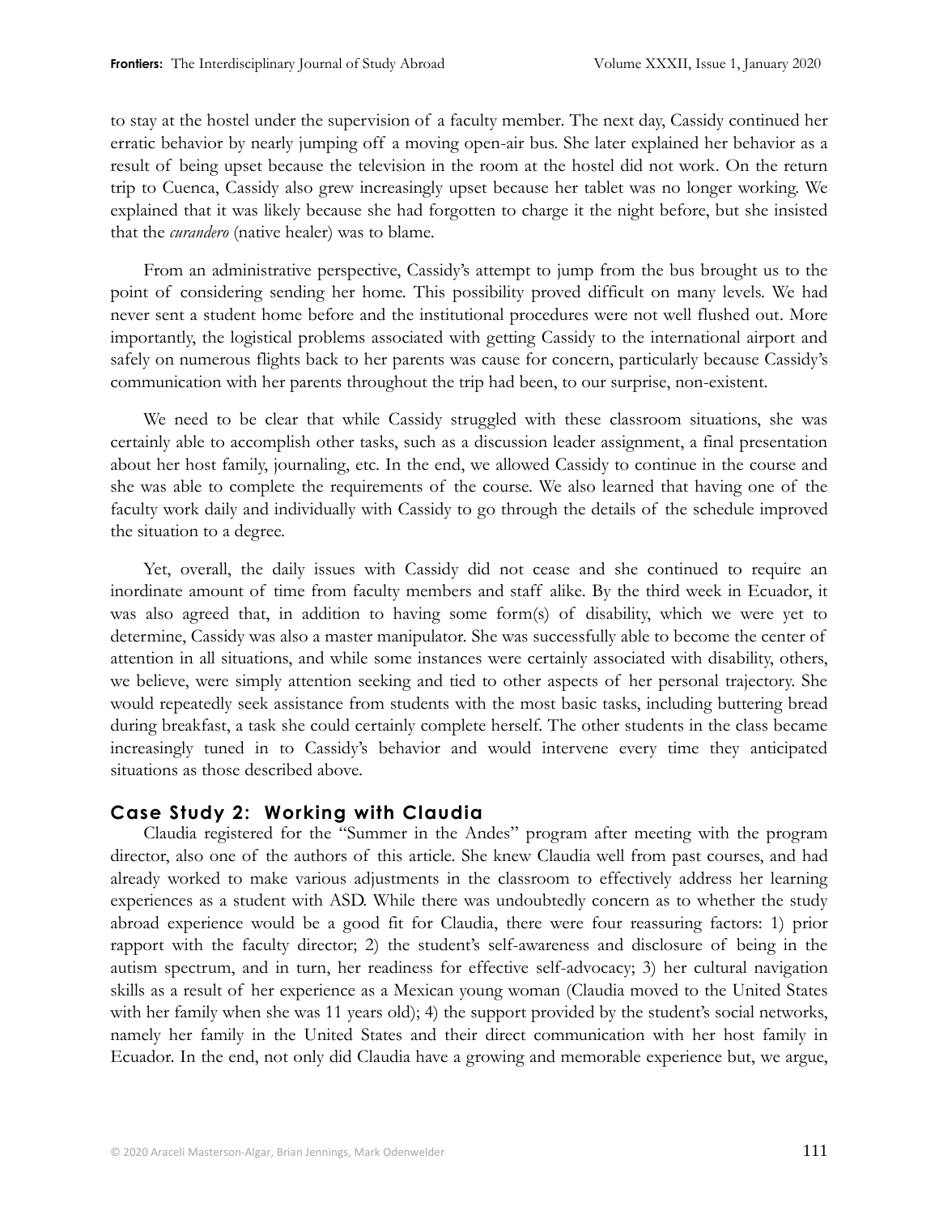to stay at the hostel under the supervision of a faculty member. The next day, Cassidy continued her erratic behavior by nearly jumping off a moving open-air bus. She later explained her behavior as a result of being upset because the television in the room at the hostel did not work. On the return trip to Cuenca, Cassidy also grew increasingly upset because her tablet was no longer working. We explained that it was likely because she had forgotten to charge it the night before, but she insisted that the *curandero* (native healer) was to blame.

From an administrative perspective, Cassidy's attempt to jump from the bus brought us to the point of considering sending her home. This possibility proved difficult on many levels. We had never sent a student home before and the institutional procedures were not well flushed out. More importantly, the logistical problems associated with getting Cassidy to the international airport and safely on numerous flights back to her parents was cause for concern, particularly because Cassidy's communication with her parents throughout the trip had been, to our surprise, non-existent.

We need to be clear that while Cassidy struggled with these classroom situations, she was certainly able to accomplish other tasks, such as a discussion leader assignment, a final presentation about her host family, journaling, etc. In the end, we allowed Cassidy to continue in the course and she was able to complete the requirements of the course. We also learned that having one of the faculty work daily and individually with Cassidy to go through the details of the schedule improved the situation to a degree.

Yet, overall, the daily issues with Cassidy did not cease and she continued to require an inordinate amount of time from faculty members and staff alike. By the third week in Ecuador, it was also agreed that, in addition to having some form(s) of disability, which we were yet to determine, Cassidy was also a master manipulator. She was successfully able to become the center of attention in all situations, and while some instances were certainly associated with disability, others, we believe, were simply attention seeking and tied to other aspects of her personal trajectory. She would repeatedly seek assistance from students with the most basic tasks, including buttering bread during breakfast, a task she could certainly complete herself. The other students in the class became increasingly tuned in to Cassidy's behavior and would intervene every time they anticipated situations as those described above.

## Case Study 2: Working with Claudia

Claudia registered for the "Summer in the Andes" program after meeting with the program director, also one of the authors of this article. She knew Claudia well from past courses, and had already worked to make various adjustments in the classroom to effectively address her learning experiences as a student with ASD. While there was undoubtedly concern as to whether the study abroad experience would be a good fit for Claudia, there were four reassuring factors: 1) prior rapport with the faculty director; 2) the student's self-awareness and disclosure of being in the autism spectrum, and in turn, her readiness for effective self-advocacy; 3) her cultural navigation skills as a result of her experience as a Mexican young woman (Claudia moved to the United States with her family when she was 11 years old); 4) the support provided by the student's social networks, namely her family in the United States and their direct communication with her host family in Ecuador. In the end, not only did Claudia have a growing and memorable experience but, we argue,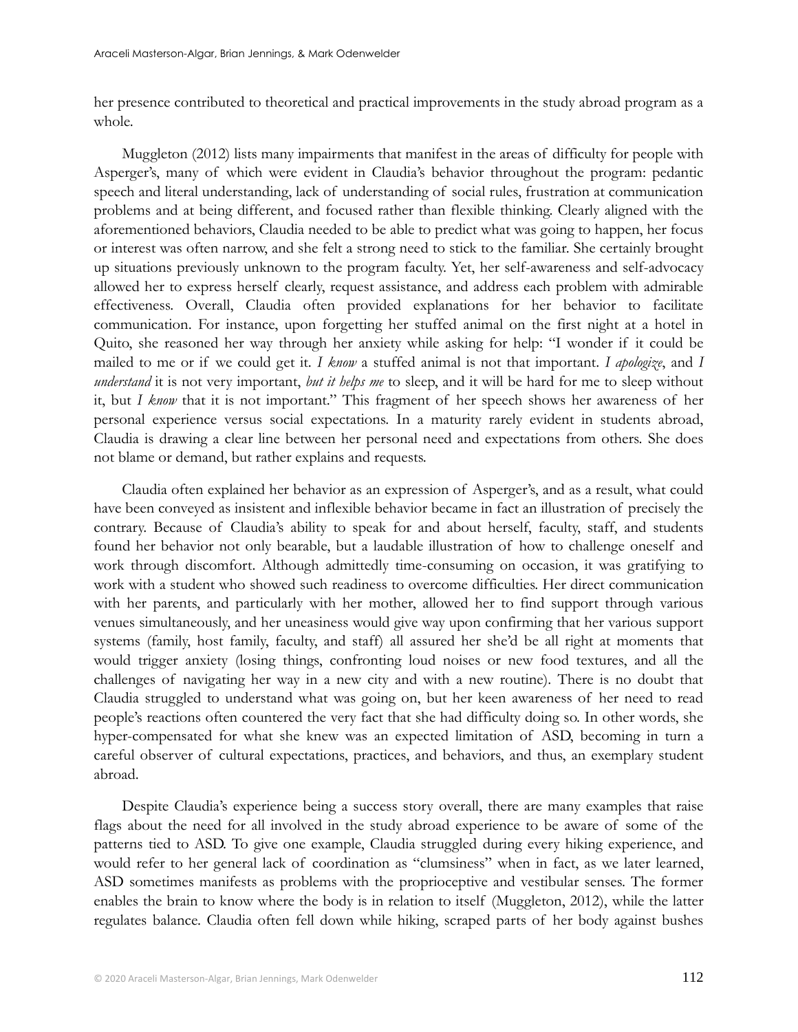her presence contributed to theoretical and practical improvements in the study abroad program as a whole.

Muggleton (2012) lists many impairments that manifest in the areas of difficulty for people with Asperger's, many of which were evident in Claudia's behavior throughout the program: pedantic speech and literal understanding, lack of understanding of social rules, frustration at communication problems and at being different, and focused rather than flexible thinking. Clearly aligned with the aforementioned behaviors, Claudia needed to be able to predict what was going to happen, her focus or interest was often narrow, and she felt a strong need to stick to the familiar. She certainly brought up situations previously unknown to the program faculty. Yet, her self-awareness and self-advocacy allowed her to express herself clearly, request assistance, and address each problem with admirable effectiveness. Overall, Claudia often provided explanations for her behavior to facilitate communication. For instance, upon forgetting her stuffed animal on the first night at a hotel in Quito, she reasoned her way through her anxiety while asking for help: "I wonder if it could be mailed to me or if we could get it. *I know* a stuffed animal is not that important. *I apologize*, and *I understand* it is not very important, *but it helps me* to sleep, and it will be hard for me to sleep without it, but *I know* that it is not important." This fragment of her speech shows her awareness of her personal experience versus social expectations. In a maturity rarely evident in students abroad, Claudia is drawing a clear line between her personal need and expectations from others. She does not blame or demand, but rather explains and requests.

Claudia often explained her behavior as an expression of Asperger's, and as a result, what could have been conveyed as insistent and inflexible behavior became in fact an illustration of precisely the contrary. Because of Claudia's ability to speak for and about herself, faculty, staff, and students found her behavior not only bearable, but a laudable illustration of how to challenge oneself and work through discomfort. Although admittedly time-consuming on occasion, it was gratifying to work with a student who showed such readiness to overcome difficulties. Her direct communication with her parents, and particularly with her mother, allowed her to find support through various venues simultaneously, and her uneasiness would give way upon confirming that her various support systems (family, host family, faculty, and staff) all assured her she'd be all right at moments that would trigger anxiety (losing things, confronting loud noises or new food textures, and all the challenges of navigating her way in a new city and with a new routine). There is no doubt that Claudia struggled to understand what was going on, but her keen awareness of her need to read people's reactions often countered the very fact that she had difficulty doing so. In other words, she hyper-compensated for what she knew was an expected limitation of ASD, becoming in turn a careful observer of cultural expectations, practices, and behaviors, and thus, an exemplary student abroad.

Despite Claudia's experience being a success story overall, there are many examples that raise flags about the need for all involved in the study abroad experience to be aware of some of the patterns tied to ASD. To give one example, Claudia struggled during every hiking experience, and would refer to her general lack of coordination as "clumsiness" when in fact, as we later learned, ASD sometimes manifests as problems with the proprioceptive and vestibular senses. The former enables the brain to know where the body is in relation to itself (Muggleton, 2012), while the latter regulates balance. Claudia often fell down while hiking, scraped parts of her body against bushes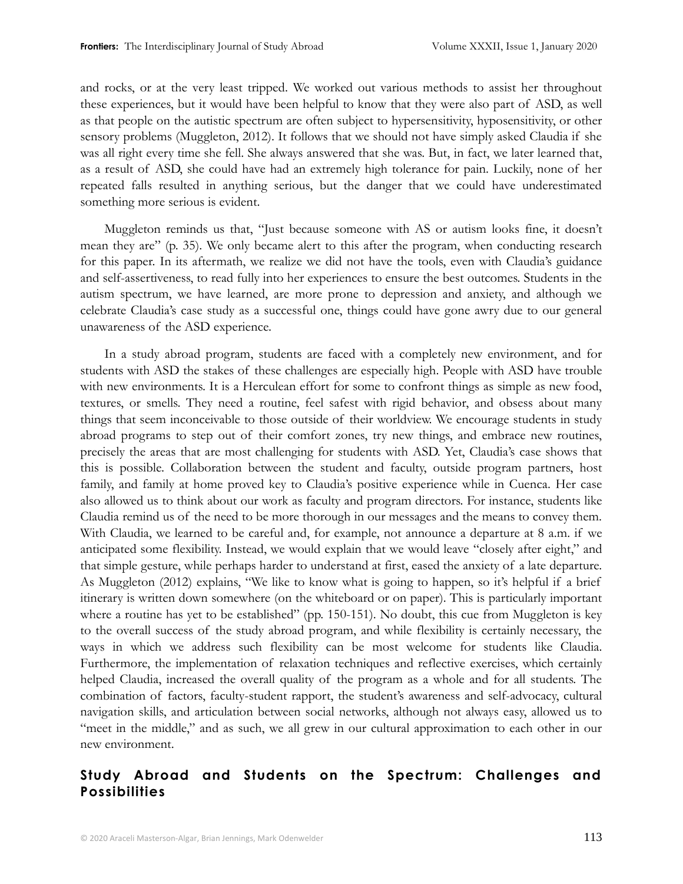and rocks, or at the very least tripped. We worked out various methods to assist her throughout these experiences, but it would have been helpful to know that they were also part of ASD, as well as that people on the autistic spectrum are often subject to hypersensitivity, hyposensitivity, or other sensory problems (Muggleton, 2012). It follows that we should not have simply asked Claudia if she was all right every time she fell. She always answered that she was. But, in fact, we later learned that, as a result of ASD, she could have had an extremely high tolerance for pain. Luckily, none of her repeated falls resulted in anything serious, but the danger that we could have underestimated something more serious is evident.

Muggleton reminds us that, "Just because someone with AS or autism looks fine, it doesn't mean they are" (p. 35). We only became alert to this after the program, when conducting research for this paper. In its aftermath, we realize we did not have the tools, even with Claudia's guidance and self-assertiveness, to read fully into her experiences to ensure the best outcomes. Students in the autism spectrum, we have learned, are more prone to depression and anxiety, and although we celebrate Claudia's case study as a successful one, things could have gone awry due to our general unawareness of the ASD experience.

In a study abroad program, students are faced with a completely new environment, and for students with ASD the stakes of these challenges are especially high. People with ASD have trouble with new environments. It is a Herculean effort for some to confront things as simple as new food, textures, or smells. They need a routine, feel safest with rigid behavior, and obsess about many things that seem inconceivable to those outside of their worldview. We encourage students in study abroad programs to step out of their comfort zones, try new things, and embrace new routines, precisely the areas that are most challenging for students with ASD. Yet, Claudia's case shows that this is possible. Collaboration between the student and faculty, outside program partners, host family, and family at home proved key to Claudia's positive experience while in Cuenca. Her case also allowed us to think about our work as faculty and program directors. For instance, students like Claudia remind us of the need to be more thorough in our messages and the means to convey them. With Claudia, we learned to be careful and, for example, not announce a departure at 8 a.m. if we anticipated some flexibility. Instead, we would explain that we would leave "closely after eight," and that simple gesture, while perhaps harder to understand at first, eased the anxiety of a late departure. As Muggleton (2012) explains, "We like to know what is going to happen, so it's helpful if a brief itinerary is written down somewhere (on the whiteboard or on paper). This is particularly important where a routine has yet to be established" (pp. 150-151). No doubt, this cue from Muggleton is key to the overall success of the study abroad program, and while flexibility is certainly necessary, the ways in which we address such flexibility can be most welcome for students like Claudia. Furthermore, the implementation of relaxation techniques and reflective exercises, which certainly helped Claudia, increased the overall quality of the program as a whole and for all students. The combination of factors, faculty-student rapport, the student's awareness and self-advocacy, cultural navigation skills, and articulation between social networks, although not always easy, allowed us to "meet in the middle," and as such, we all grew in our cultural approximation to each other in our new environment.

## Study Abroad and Students on the Spectrum: Challenges and Possibilities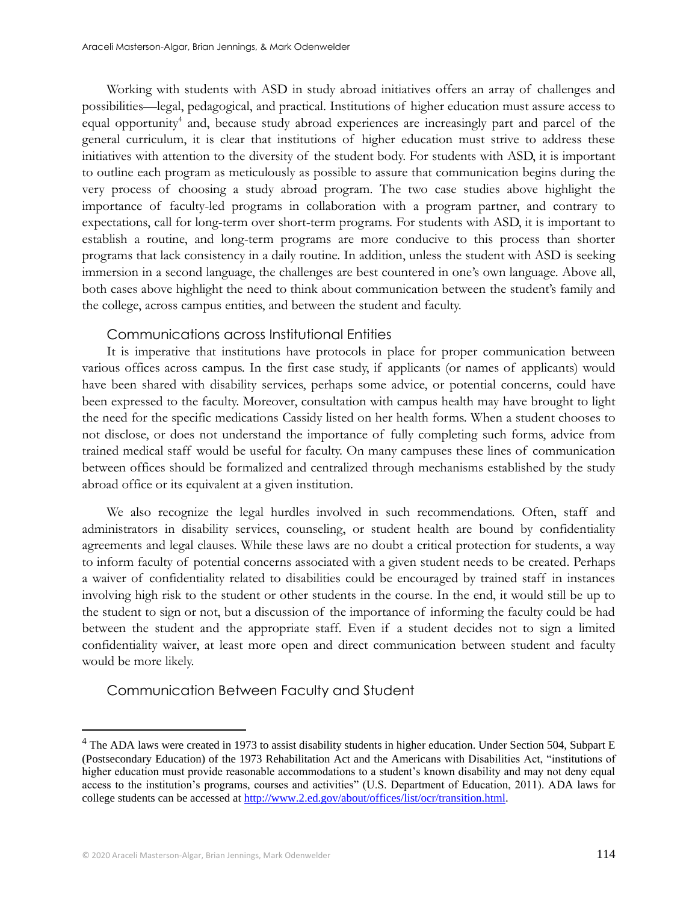Working with students with ASD in study abroad initiatives offers an array of challenges and possibilities—legal, pedagogical, and practical. Institutions of higher education must assure access to equal opportunity[4] and, because study abroad experiences are increasingly part and parcel of the general curriculum, it is clear that institutions of higher education must strive to address these initiatives with attention to the diversity of the student body. For students with ASD, it is important to outline each program as meticulously as possible to assure that communication begins during the very process of choosing a study abroad program. The two case studies above highlight the importance of faculty-led programs in collaboration with a program partner, and contrary to expectations, call for long-term over short-term programs. For students with ASD, it is important to establish a routine, and long-term programs are more conducive to this process than shorter programs that lack consistency in a daily routine. In addition, unless the student with ASD is seeking immersion in a second language, the challenges are best countered in one's own language. Above all, both cases above highlight the need to think about communication between the student's family and the college, across campus entities, and between the student and faculty.

## Communications across Institutional Entities

It is imperative that institutions have protocols in place for proper communication between various offices across campus. In the first case study, if applicants (or names of applicants) would have been shared with disability services, perhaps some advice, or potential concerns, could have been expressed to the faculty. Moreover, consultation with campus health may have brought to light the need for the specific medications Cassidy listed on her health forms. When a student chooses to not disclose, or does not understand the importance of fully completing such forms, advice from trained medical staff would be useful for faculty. On many campuses these lines of communication between offices should be formalized and centralized through mechanisms established by the study abroad office or its equivalent at a given institution.

We also recognize the legal hurdles involved in such recommendations. Often, staff and administrators in disability services, counseling, or student health are bound by confidentiality agreements and legal clauses. While these laws are no doubt a critical protection for students, a way to inform faculty of potential concerns associated with a given student needs to be created. Perhaps a waiver of confidentiality related to disabilities could be encouraged by trained staff in instances involving high risk to the student or other students in the course. In the end, it would still be up to the student to sign or not, but a discussion of the importance of informing the faculty could be had between the student and the appropriate staff. Even if a student decides not to sign a limited confidentiality waiver, at least more open and direct communication between student and faculty would be more likely.

## Communication Between Faculty and Student

[4] The ADA laws were created in 1973 to assist disability students in higher education. Under Section 504, Subpart E (Postsecondary Education) of the 1973 Rehabilitation Act and the Americans with Disabilities Act, "institutions of higher education must provide reasonable accommodations to a student's known disability and may not deny equal access to the institution's programs, courses and activities" (U.S. Department of Education, 2011). ADA laws for college students can be accessed at http://www.2.ed.gov/about/offices/list/ocr/transition.html.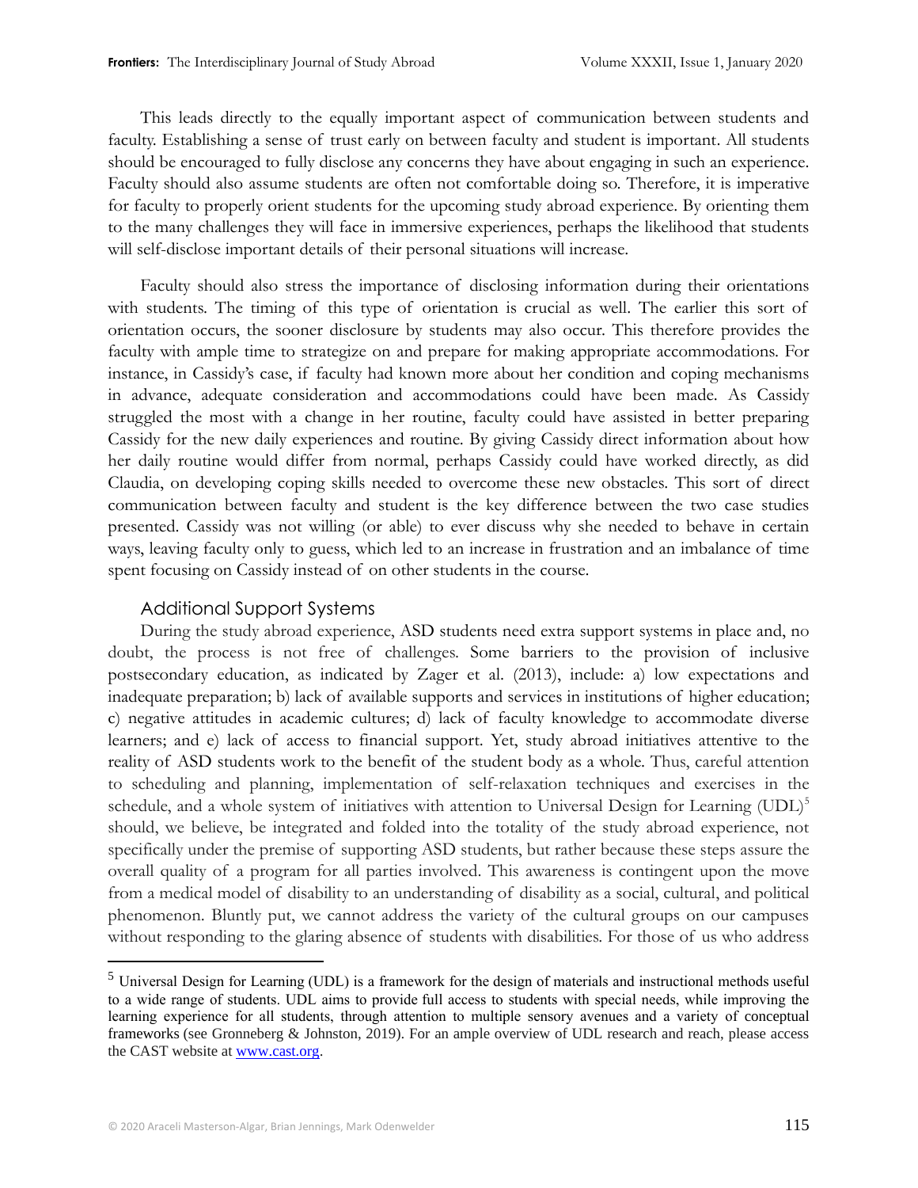This leads directly to the equally important aspect of communication between students and faculty. Establishing a sense of trust early on between faculty and student is important. All students should be encouraged to fully disclose any concerns they have about engaging in such an experience. Faculty should also assume students are often not comfortable doing so. Therefore, it is imperative for faculty to properly orient students for the upcoming study abroad experience. By orienting them to the many challenges they will face in immersive experiences, perhaps the likelihood that students will self-disclose important details of their personal situations will increase.

Faculty should also stress the importance of disclosing information during their orientations with students. The timing of this type of orientation is crucial as well. The earlier this sort of orientation occurs, the sooner disclosure by students may also occur. This therefore provides the faculty with ample time to strategize on and prepare for making appropriate accommodations. For instance, in Cassidy's case, if faculty had known more about her condition and coping mechanisms in advance, adequate consideration and accommodations could have been made. As Cassidy struggled the most with a change in her routine, faculty could have assisted in better preparing Cassidy for the new daily experiences and routine. By giving Cassidy direct information about how her daily routine would differ from normal, perhaps Cassidy could have worked directly, as did Claudia, on developing coping skills needed to overcome these new obstacles. This sort of direct communication between faculty and student is the key difference between the two case studies presented. Cassidy was not willing (or able) to ever discuss why she needed to behave in certain ways, leaving faculty only to guess, which led to an increase in frustration and an imbalance of time spent focusing on Cassidy instead of on other students in the course.

### Additional Support Systems

During the study abroad experience, ASD students need extra support systems in place and, no doubt, the process is not free of challenges. Some barriers to the provision of inclusive postsecondary education, as indicated by Zager et al. (2013), include: a) low expectations and inadequate preparation; b) lack of available supports and services in institutions of higher education; c) negative attitudes in academic cultures; d) lack of faculty knowledge to accommodate diverse learners; and e) lack of access to financial support. Yet, study abroad initiatives attentive to the reality of ASD students work to the benefit of the student body as a whole. Thus, careful attention to scheduling and planning, implementation of self-relaxation techniques and exercises in the schedule, and a whole system of initiatives with attention to Universal Design for Learning (UDL)[5] should, we believe, be integrated and folded into the totality of the study abroad experience, not specifically under the premise of supporting ASD students, but rather because these steps assure the overall quality of a program for all parties involved. This awareness is contingent upon the move from a medical model of disability to an understanding of disability as a social, cultural, and political phenomenon. Bluntly put, we cannot address the variety of the cultural groups on our campuses without responding to the glaring absence of students with disabilities. For those of us who address

[5] Universal Design for Learning (UDL) is a framework for the design of materials and instructional methods useful to a wide range of students. UDL aims to provide full access to students with special needs, while improving the learning experience for all students, through attention to multiple sensory avenues and a variety of conceptual frameworks (see Gronneberg & Johnston, 2019). For an ample overview of UDL research and reach, please access the CAST website at [www.cast.org](http://www.cast.org).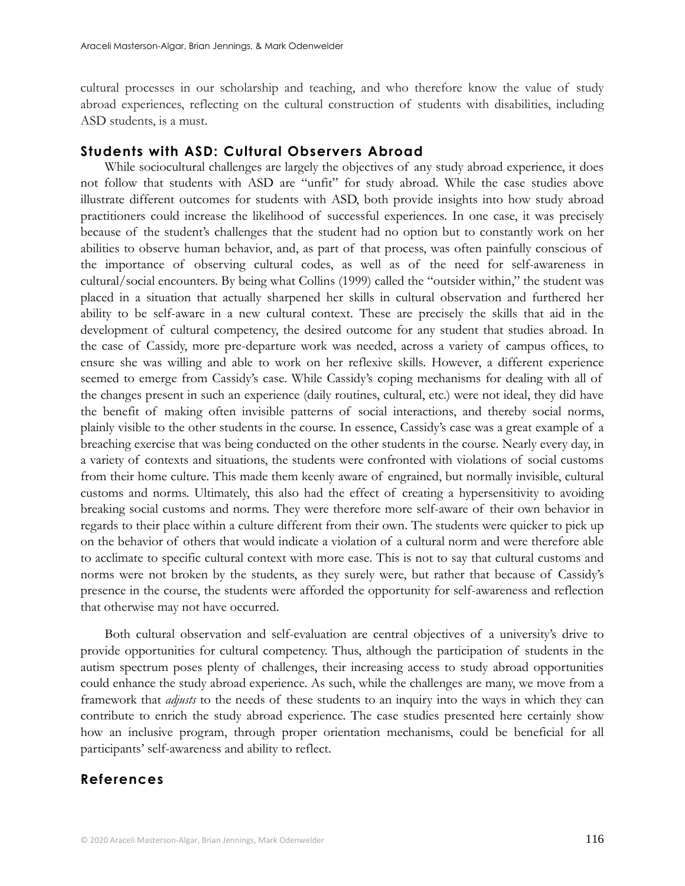cultural processes in our scholarship and teaching, and who therefore know the value of study abroad experiences, reflecting on the cultural construction of students with disabilities, including ASD students, is a must.

## Students with ASD: Cultural Observers Abroad

While sociocultural challenges are largely the objectives of any study abroad experience, it does not follow that students with ASD are "unfit" for study abroad. While the case studies above illustrate different outcomes for students with ASD, both provide insights into how study abroad practitioners could increase the likelihood of successful experiences. In one case, it was precisely because of the student's challenges that the student had no option but to constantly work on her abilities to observe human behavior, and, as part of that process, was often painfully conscious of the importance of observing cultural codes, as well as of the need for self-awareness in cultural/social encounters. By being what Collins (1999) called the "outsider within," the student was placed in a situation that actually sharpened her skills in cultural observation and furthered her ability to be self-aware in a new cultural context. These are precisely the skills that aid in the development of cultural competency, the desired outcome for any student that studies abroad. In the case of Cassidy, more pre-departure work was needed, across a variety of campus offices, to ensure she was willing and able to work on her reflexive skills. However, a different experience seemed to emerge from Cassidy's case. While Cassidy's coping mechanisms for dealing with all of the changes present in such an experience (daily routines, cultural, etc.) were not ideal, they did have the benefit of making often invisible patterns of social interactions, and thereby social norms, plainly visible to the other students in the course. In essence, Cassidy's case was a great example of a breaching exercise that was being conducted on the other students in the course. Nearly every day, in a variety of contexts and situations, the students were confronted with violations of social customs from their home culture. This made them keenly aware of engrained, but normally invisible, cultural customs and norms. Ultimately, this also had the effect of creating a hypersensitivity to avoiding breaking social customs and norms. They were therefore more self-aware of their own behavior in regards to their place within a culture different from their own. The students were quicker to pick up on the behavior of others that would indicate a violation of a cultural norm and were therefore able to acclimate to specific cultural context with more ease. This is not to say that cultural customs and norms were not broken by the students, as they surely were, but rather that because of Cassidy's presence in the course, the students were afforded the opportunity for self-awareness and reflection that otherwise may not have occurred.

Both cultural observation and self-evaluation are central objectives of a university's drive to provide opportunities for cultural competency. Thus, although the participation of students in the autism spectrum poses plenty of challenges, their increasing access to study abroad opportunities could enhance the study abroad experience. As such, while the challenges are many, we move from a framework that *adjusts* to the needs of these students to an inquiry into the ways in which they can contribute to enrich the study abroad experience. The case studies presented here certainly show how an inclusive program, through proper orientation mechanisms, could be beneficial for all participants' self-awareness and ability to reflect.

## References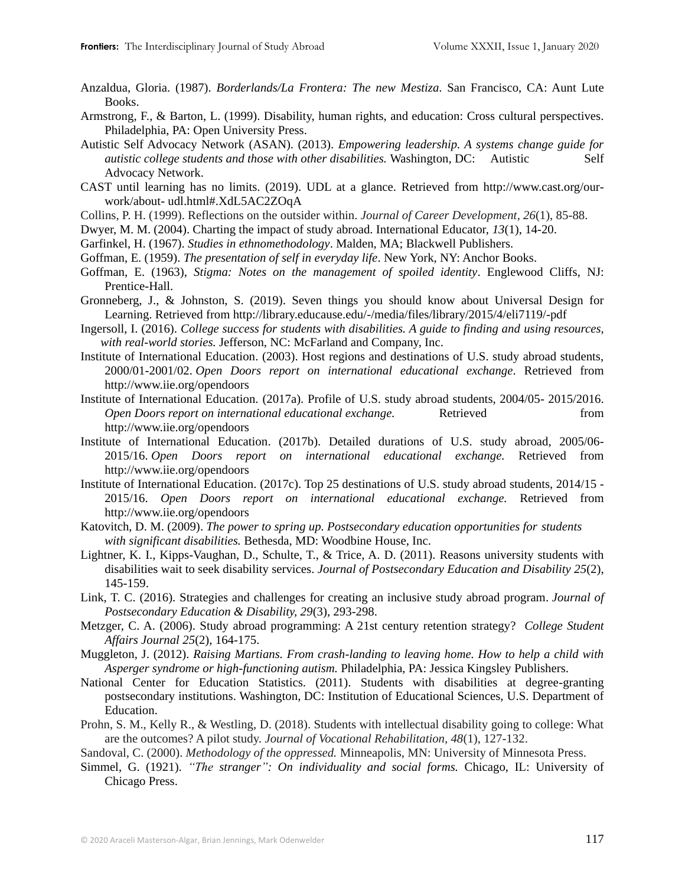Anzaldua, Gloria. (1987). *Borderlands/La Frontera: The new Mestiza*. San Francisco, CA: Aunt Lute Books.

Armstrong, F., & Barton, L. (1999). Disability, human rights, and education: Cross cultural perspectives. Philadelphia, PA: Open University Press.

Autistic Self Advocacy Network (ASAN). (2013). *Empowering leadership. A systems change guide for autistic college students and those with other disabilities.* Washington, DC: Autistic Self Advocacy Network.

CAST until learning has no limits. (2019). UDL at a glance. Retrieved from http://www.cast.org/our-work/about- udl.html#.XdL5AC2ZOqA

Collins, P. H. (1999). Reflections on the outsider within. *Journal of Career Development, 26*(1), 85-88.

Dwyer, M. M. (2004). Charting the impact of study abroad. International Educator, *13*(1), 14-20.

Garfinkel, H. (1967). *Studies in ethnomethodology*. Malden, MA; Blackwell Publishers.

Goffman, E. (1959). *The presentation of self in everyday life*. New York, NY: Anchor Books.

Goffman, E. (1963), *Stigma: Notes on the management of spoiled identity*. Englewood Cliffs, NJ: Prentice-Hall.

Gronneberg, J., & Johnston, S. (2019). Seven things you should know about Universal Design for Learning. Retrieved from http://library.educause.edu/-/media/files/library/2015/4/eli7119/-pdf

Ingersoll, I. (2016). *College success for students with disabilities. A guide to finding and using resources, with real-world stories.* Jefferson, NC: McFarland and Company, Inc.

Institute of International Education. (2003). Host regions and destinations of U.S. study abroad students, 2000/01-2001/02. *Open Doors report on international educational exchange*. Retrieved from http://www.iie.org/opendoors

Institute of International Education. (2017a). Profile of U.S. study abroad students, 2004/05- 2015/2016. *Open Doors report on international educational exchange.* Retrieved from http://www.iie.org/opendoors

Institute of International Education. (2017b). Detailed durations of U.S. study abroad, 2005/06- 2015/16. *Open Doors report on international educational exchange.* Retrieved from http://www.iie.org/opendoors

Institute of International Education. (2017c). Top 25 destinations of U.S. study abroad students, 2014/15 - 2015/16. *Open Doors report on international educational exchange.* Retrieved from http://www.iie.org/opendoors

Katovitch, D. M. (2009). *The power to spring up. Postsecondary education opportunities for students with significant disabilities.* Bethesda, MD: Woodbine House, Inc.

Lightner, K. I., Kipps-Vaughan, D., Schulte, T., & Trice, A. D. (2011). Reasons university students with disabilities wait to seek disability services. *Journal of Postsecondary Education and Disability 25*(2), 145-159.

Link, T. C. (2016). Strategies and challenges for creating an inclusive study abroad program. *Journal of Postsecondary Education & Disability, 29*(3), 293-298.

Metzger, C. A. (2006). Study abroad programming: A 21st century retention strategy? *College Student Affairs Journal 25*(2), 164-175.

Muggleton, J. (2012). *Raising Martians. From crash-landing to leaving home. How to help a child with Asperger syndrome or high-functioning autism.* Philadelphia, PA: Jessica Kingsley Publishers.

National Center for Education Statistics. (2011). Students with disabilities at degree-granting postsecondary institutions. Washington, DC: Institution of Educational Sciences, U.S. Department of Education.

Prohn, S. M., Kelly R., & Westling, D. (2018). Students with intellectual disability going to college: What are the outcomes? A pilot study. *Journal of Vocational Rehabilitation, 48*(1), 127-132.

Sandoval, C. (2000). *Methodology of the oppressed.* Minneapolis, MN: University of Minnesota Press.

Simmel, G. (1921). *"The stranger": On individuality and social forms.* Chicago, IL: University of Chicago Press.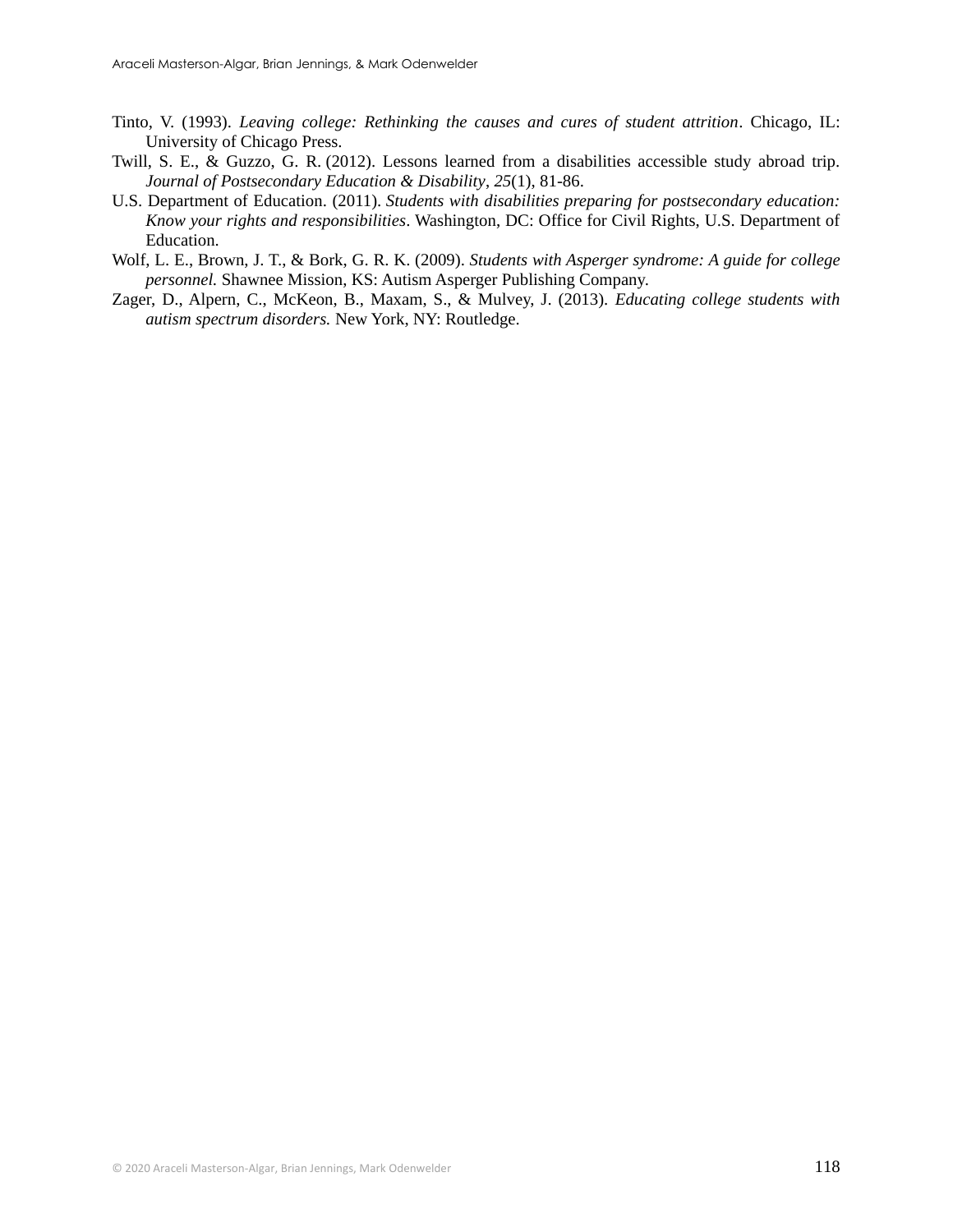Tinto, V. (1993). *Leaving college: Rethinking the causes and cures of student attrition*. Chicago, IL: University of Chicago Press.

Twill, S. E., & Guzzo, G. R. (2012). Lessons learned from a disabilities accessible study abroad trip. *Journal of Postsecondary Education & Disability*, *25*(1), 81-86.

U.S. Department of Education. (2011). *Students with disabilities preparing for postsecondary education: Know your rights and responsibilities*. Washington, DC: Office for Civil Rights, U.S. Department of Education.

Wolf, L. E., Brown, J. T., & Bork, G. R. K. (2009). *Students with Asperger syndrome: A guide for college personnel.* Shawnee Mission, KS: Autism Asperger Publishing Company.

Zager, D., Alpern, C., McKeon, B., Maxam, S., & Mulvey, J. (2013). *Educating college students with autism spectrum disorders.* New York, NY: Routledge.